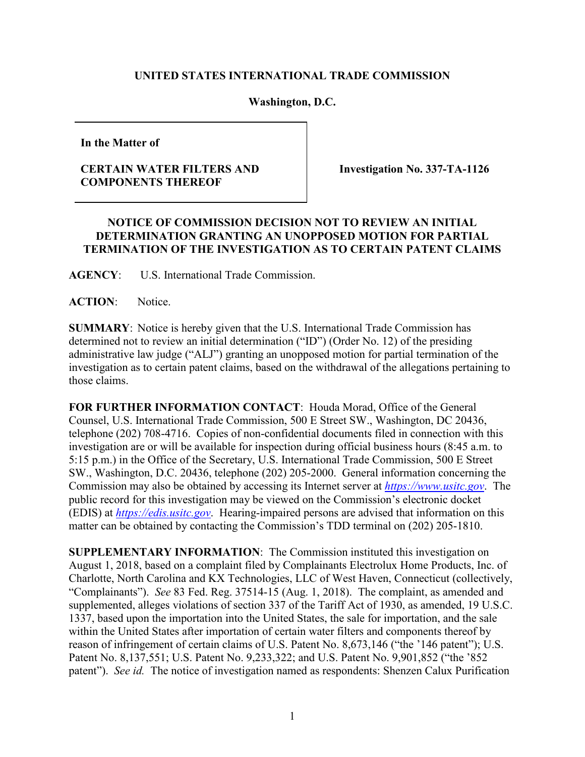**UNITED STATES INTERNATIONAL TRADE COMMISSION**

**Washington, D.C.**

| **In the Matter of** <br><br> **CERTAIN WATER FILTERS AND COMPONENTS THEREOF** | **Investigation No. 337-TA-1126** |
|---|---|

**NOTICE OF COMMISSION DECISION NOT TO REVIEW AN INITIAL DETERMINATION GRANTING AN UNOPPOSED MOTION FOR PARTIAL TERMINATION OF THE INVESTIGATION AS TO CERTAIN PATENT CLAIMS**

**AGENCY**: U.S. International Trade Commission.

**ACTION**: Notice.

**SUMMARY**: Notice is hereby given that the U.S. International Trade Commission has determined not to review an initial determination ("ID") (Order No. 12) of the presiding administrative law judge ("ALJ") granting an unopposed motion for partial termination of the investigation as to certain patent claims, based on the withdrawal of the allegations pertaining to those claims.

**FOR FURTHER INFORMATION CONTACT**: Houda Morad, Office of the General Counsel, U.S. International Trade Commission, 500 E Street SW., Washington, DC 20436, telephone (202) 708-4716. Copies of non-confidential documents filed in connection with this investigation are or will be available for inspection during official business hours (8:45 a.m. to 5:15 p.m.) in the Office of the Secretary, U.S. International Trade Commission, 500 E Street SW., Washington, D.C. 20436, telephone (202) 205-2000. General information concerning the Commission may also be obtained by accessing its Internet server at *https://www.usitc.gov*. The public record for this investigation may be viewed on the Commission's electronic docket (EDIS) at *https://edis.usitc.gov*. Hearing-impaired persons are advised that information on this matter can be obtained by contacting the Commission's TDD terminal on (202) 205-1810.

**SUPPLEMENTARY INFORMATION**: The Commission instituted this investigation on August 1, 2018, based on a complaint filed by Complainants Electrolux Home Products, Inc. of Charlotte, North Carolina and KX Technologies, LLC of West Haven, Connecticut (collectively, "Complainants"). *See* 83 Fed. Reg. 37514-15 (Aug. 1, 2018). The complaint, as amended and supplemented, alleges violations of section 337 of the Tariff Act of 1930, as amended, 19 U.S.C. 1337, based upon the importation into the United States, the sale for importation, and the sale within the United States after importation of certain water filters and components thereof by reason of infringement of certain claims of U.S. Patent No. 8,673,146 ("the '146 patent"); U.S. Patent No. 8,137,551; U.S. Patent No. 9,233,322; and U.S. Patent No. 9,901,852 ("the '852 patent"). *See id.* The notice of investigation named as respondents: Shenzen Calux Purification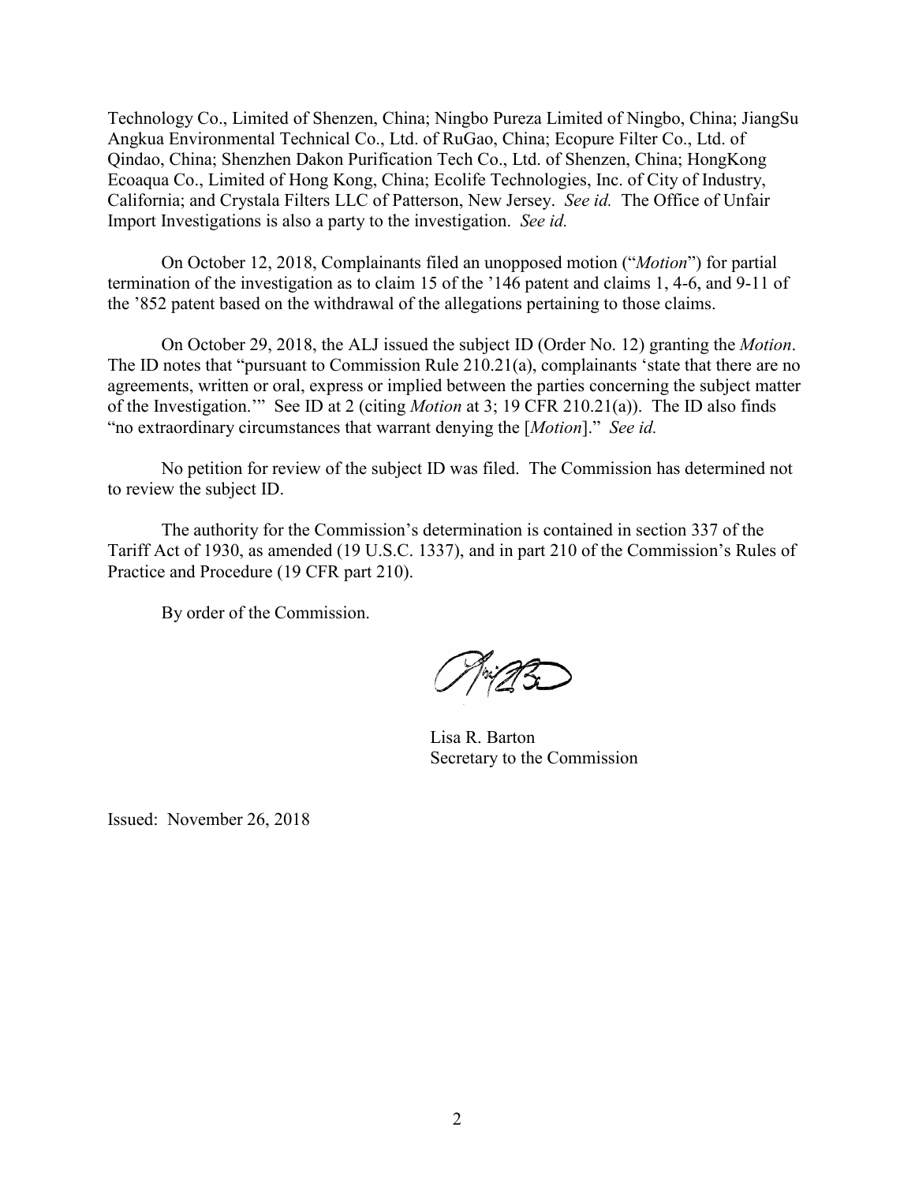Technology Co., Limited of Shenzen, China; Ningbo Pureza Limited of Ningbo, China; JiangSu Angkua Environmental Technical Co., Ltd. of RuGao, China; Ecopure Filter Co., Ltd. of Qindao, China; Shenzhen Dakon Purification Tech Co., Ltd. of Shenzen, China; HongKong Ecoaqua Co., Limited of Hong Kong, China; Ecolife Technologies, Inc. of City of Industry, California; and Crystala Filters LLC of Patterson, New Jersey. *See id.* The Office of Unfair Import Investigations is also a party to the investigation. *See id.*

On October 12, 2018, Complainants filed an unopposed motion ("*Motion*") for partial termination of the investigation as to claim 15 of the '146 patent and claims 1, 4-6, and 9-11 of the '852 patent based on the withdrawal of the allegations pertaining to those claims.

On October 29, 2018, the ALJ issued the subject ID (Order No. 12) granting the *Motion*. The ID notes that "pursuant to Commission Rule 210.21(a), complainants 'state that there are no agreements, written or oral, express or implied between the parties concerning the subject matter of the Investigation.'" See ID at 2 (citing *Motion* at 3; 19 CFR 210.21(a)). The ID also finds "no extraordinary circumstances that warrant denying the [*Motion*]." *See id.*

No petition for review of the subject ID was filed. The Commission has determined not to review the subject ID.

The authority for the Commission's determination is contained in section 337 of the Tariff Act of 1930, as amended (19 U.S.C. 1337), and in part 210 of the Commission's Rules of Practice and Procedure (19 CFR part 210).

By order of the Commission.

Lisa R. Barton
Secretary to the Commission

Issued: November 26, 2018